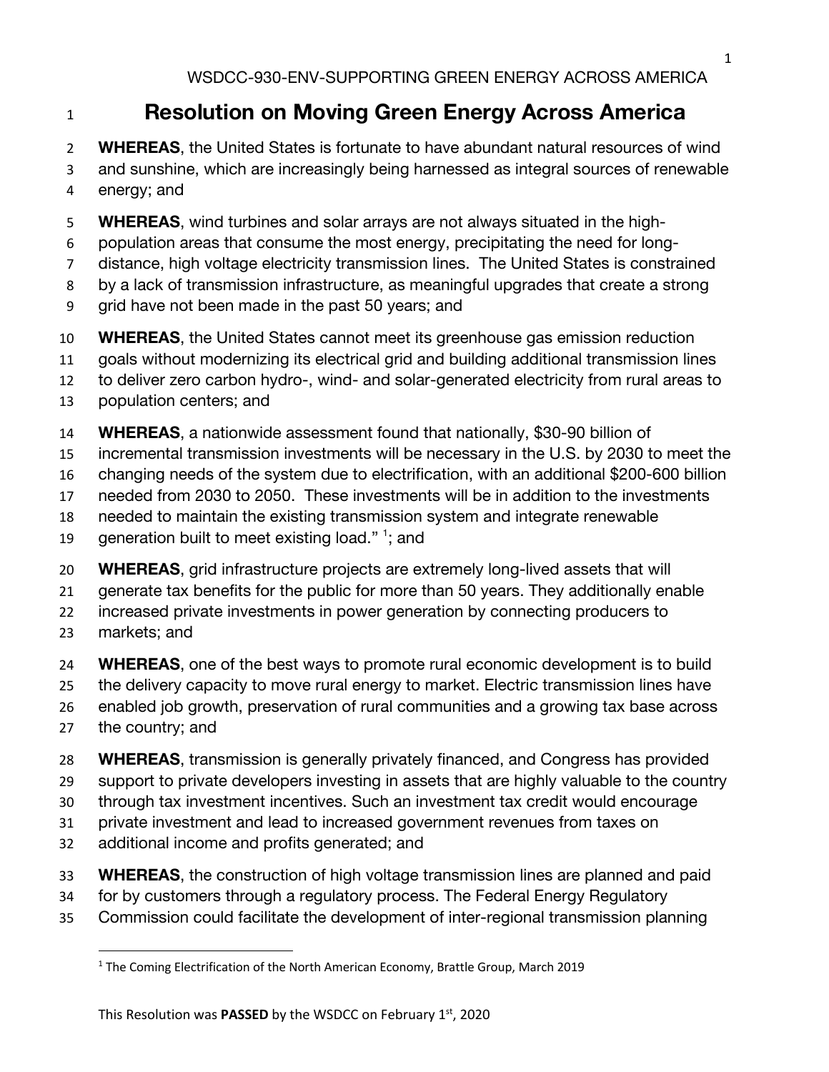WSDCC-930-ENV-SUPPORTING GREEN ENERGY ACROSS AMERICA

# Resolution on Moving Green Energy Across America

**WHEREAS**, the United States is fortunate to have abundant natural resources of wind and sunshine, which are increasingly being harnessed as integral sources of renewable energy; and

**WHEREAS**, wind turbines and solar arrays are not always situated in the high-population areas that consume the most energy, precipitating the need for long-distance, high voltage electricity transmission lines. The United States is constrained by a lack of transmission infrastructure, as meaningful upgrades that create a strong grid have not been made in the past 50 years; and

**WHEREAS**, the United States cannot meet its greenhouse gas emission reduction goals without modernizing its electrical grid and building additional transmission lines to deliver zero carbon hydro-, wind- and solar-generated electricity from rural areas to population centers; and

**WHEREAS**, a nationwide assessment found that nationally, $30-90 billion of incremental transmission investments will be necessary in the U.S. by 2030 to meet the changing needs of the system due to electrification, with an additional $200-600 billion needed from 2030 to 2050. These investments will be in addition to the investments needed to maintain the existing transmission system and integrate renewable generation built to meet existing load." [1]; and

**WHEREAS**, grid infrastructure projects are extremely long-lived assets that will generate tax benefits for the public for more than 50 years. They additionally enable increased private investments in power generation by connecting producers to markets; and

**WHEREAS**, one of the best ways to promote rural economic development is to build the delivery capacity to move rural energy to market. Electric transmission lines have enabled job growth, preservation of rural communities and a growing tax base across the country; and

**WHEREAS**, transmission is generally privately financed, and Congress has provided support to private developers investing in assets that are highly valuable to the country through tax investment incentives. Such an investment tax credit would encourage private investment and lead to increased government revenues from taxes on additional income and profits generated; and

**WHEREAS**, the construction of high voltage transmission lines are planned and paid for by customers through a regulatory process. The Federal Energy Regulatory Commission could facilitate the development of inter-regional transmission planning

[1] The Coming Electrification of the North American Economy, Brattle Group, March 2019

This Resolution was **PASSED** by the WSDCC on February 1st, 2020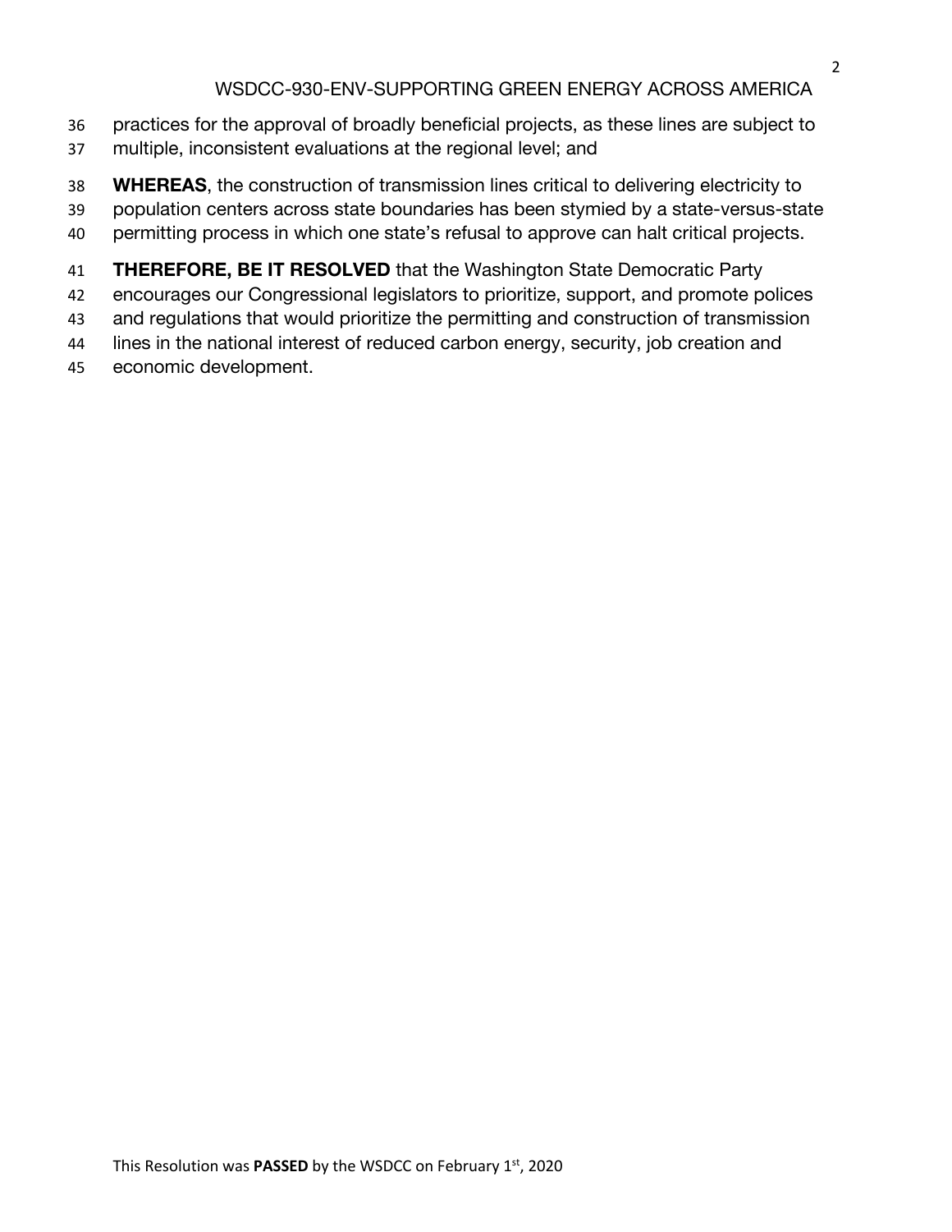practices for the approval of broadly beneficial projects, as these lines are subject to multiple, inconsistent evaluations at the regional level; and

**WHEREAS**, the construction of transmission lines critical to delivering electricity to population centers across state boundaries has been stymied by a state-versus-state permitting process in which one state's refusal to approve can halt critical projects.

**THEREFORE, BE IT RESOLVED** that the Washington State Democratic Party encourages our Congressional legislators to prioritize, support, and promote polices and regulations that would prioritize the permitting and construction of transmission lines in the national interest of reduced carbon energy, security, job creation and economic development.

This Resolution was **PASSED** by the WSDCC on February 1st, 2020